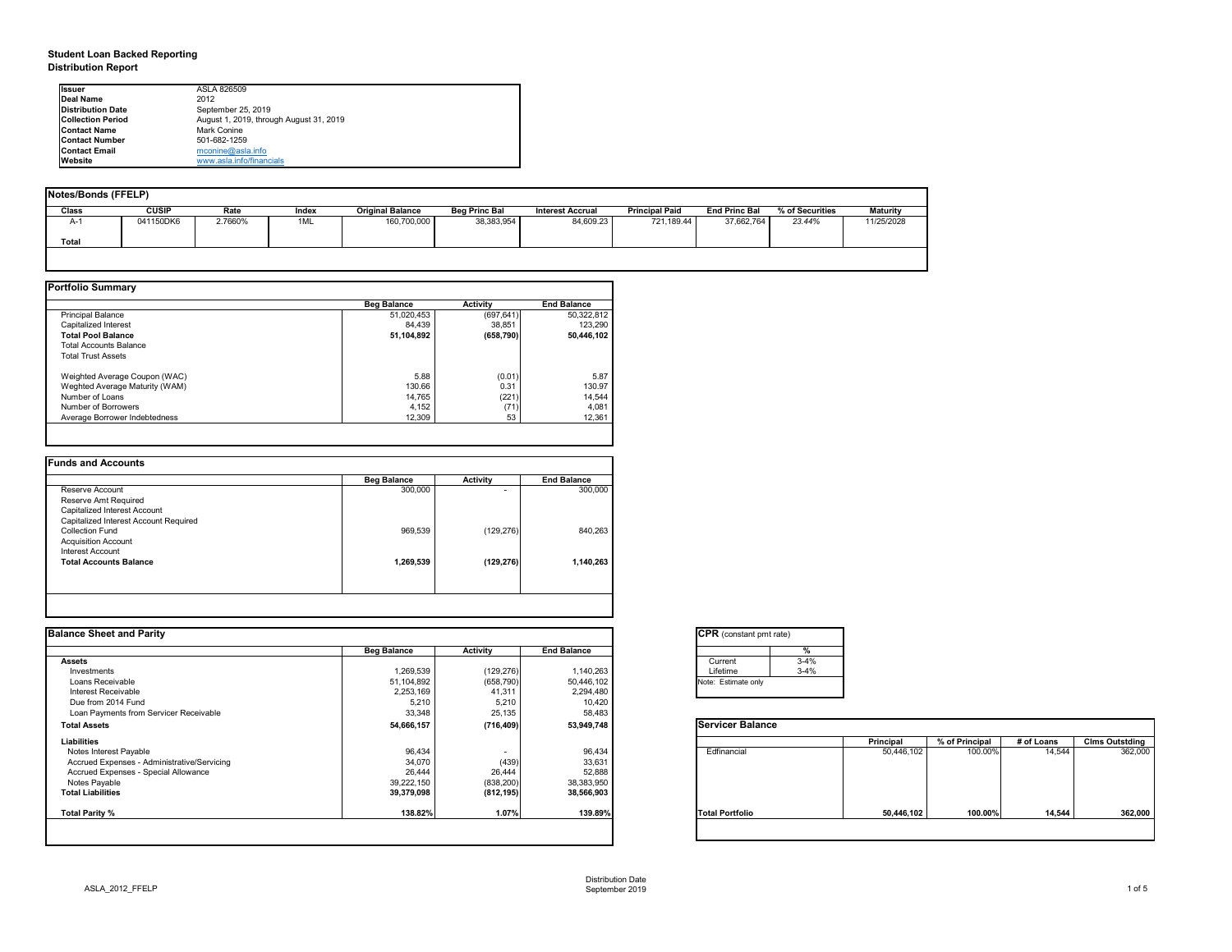# Student Loan Backed Reporting
## Distribution Report

| | |
|---|---|
| **Issuer** | ASLA 826509 |
| **Deal Name** | 2012 |
| **Distribution Date** | September 25, 2019 |
| **Collection Period** | August 1, 2019, through August 31, 2019 |
| **Contact Name** | Mark Conine |
| **Contact Number** | 501-682-1259 |
| **Contact Email** | mconine@asla.info |
| **Website** | www.asla.info/financials |

**Notes/Bonds (FFELP)**

| Class | CUSIP | Rate | Index | Original Balance | Beg Princ Bal | Interest Accrual | Principal Paid | End Princ Bal | % of Securities | Maturity |
|---|---|---|---|---|---|---|---|---|---|---|
| A-1 | 041150DK6 | 2.7660% | 1ML | 160,700,000 | 38,383,954 | 84,609.23 | 721,189.44 | 37,662,764 | *23.44%* | 11/25/2028 |
| **Total** | | | | | | | | | | |

**Portfolio Summary**

| | Beg Balance | Activity | End Balance |
|---|---|---|---|
| Principal Balance | 51,020,453 | (697,641) | 50,322,812 |
| Capitalized Interest | 84,439 | 38,851 | 123,290 |
| **Total Pool Balance** | **51,104,892** | **(658,790)** | **50,446,102** |
| Total Accounts Balance | | | |
| Total Trust Assets | | | |
| | | | |
| Weghted Average Coupon (WAC) | 5.88 | (0.01) | 5.87 |
| Weghted Average Maturity (WAM) | 130.66 | 0.31 | 130.97 |
| Number of Loans | 14,765 | (221) | 14,544 |
| Number of Borrowers | 4,152 | (71) | 4,081 |
| Average Borrower Indebtedness | 12,309 | 53 | 12,361 |

**Funds and Accounts**

| | Beg Balance | Activity | End Balance |
|---|---|---|---|
| Reserve Account | 300,000 | - | 300,000 |
| Reserve Amt Required | | | |
| Capitalized Interest Account | | | |
| Capitalized Interest Account Required | | | |
| Collection Fund | 969,539 | (129,276) | 840,263 |
| Acquisition Account | | | |
| Interest Account | | | |
| **Total Accounts Balance** | **1,269,539** | **(129,276)** | **1,140,263** |

**Balance Sheet and Parity**

| | Beg Balance | Activity | End Balance |
|---|---|---|---|
| **Assets** | | | |
| Investments | 1,269,539 | (129,276) | 1,140,263 |
| Loans Receivable | 51,104,892 | (658,790) | 50,446,102 |
| Interest Receivable | 2,253,169 | 41,311 | 2,294,480 |
| Due from 2014 Fund | 5,210 | 5,210 | 10,420 |
| Loan Payments from Servicer Receivable | 33,348 | 25,135 | 58,483 |
| **Total Assets** | **54,666,157** | **(716,409)** | **53,949,748** |
| **Liabilities** | | | |
| Notes Interest Payable | 96,434 | - | 96,434 |
| Accrued Expenses - Administrative/Servicing | 34,070 | (439) | 33,631 |
| Accrued Expenses - Special Allowance | 26,444 | 26,444 | 52,888 |
| Notes Payable | 39,222,150 | (838,200) | 38,383,950 |
| **Total Liabilities** | **39,379,098** | **(812,195)** | **38,566,903** |
| **Total Parity %** | **138.82%** | **1.07%** | **139.89%** |

**CPR** (constant pmt rate)

| | % |
|---|---|
| Current | 3-4% |
| Lifetime | 3-4% |

Note: Estimate only

**Servicer Balance**

| | Principal | % of Principal | # of Loans | Clms Outstding |
|---|---|---|---|---|
| Edfinancial | 50,446,102 | 100.00% | 14,544 | 362,000 |
| **Total Portfolio** | **50,446,102** | **100.00%** | **14,544** | **362,000** |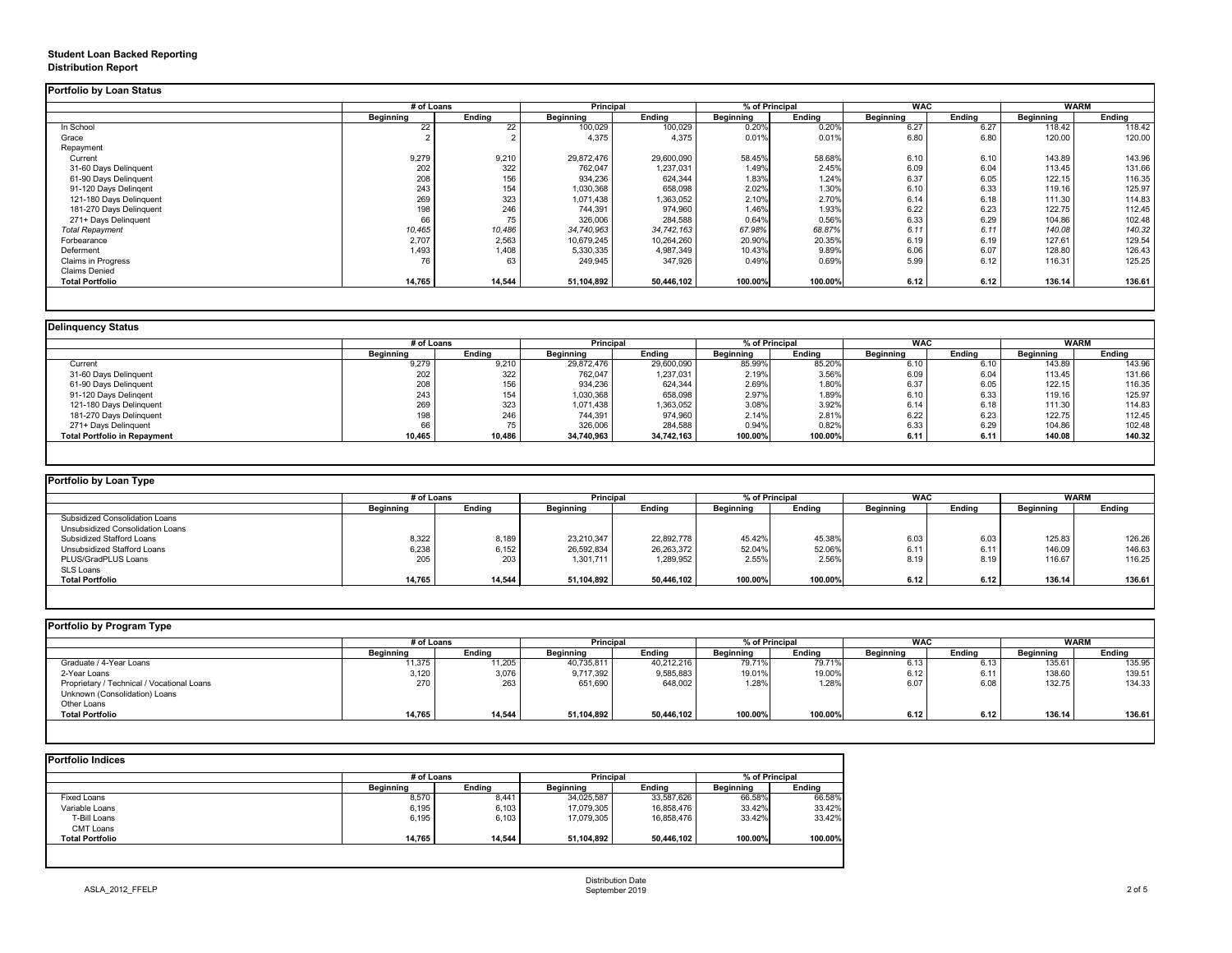**Student Loan Backed Reporting**
**Distribution Report**

## Portfolio by Loan Status

| | # of Loans | | Principal | | % of Principal | | WAC | | WARM | |
|---|---|---|---|---|---|---|---|---|---|---|
| | Beginning | Ending | Beginning | Ending | Beginning | Ending | Beginning | Ending | Beginning | Ending |
| In School | 22 | 22 | 100,029 | 100,029 | 0.20% | 0.20% | 6.27 | 6.27 | 118.42 | 118.42 |
| Grace | 2 | 2 | 4,375 | 4,375 | 0.01% | 0.01% | 6.80 | 6.80 | 120.00 | 120.00 |
| Repayment | | | | | | | | | | |
| Current | 9,279 | 9,210 | 29,872,476 | 29,600,090 | 58.45% | 58.68% | 6.10 | 6.10 | 143.89 | 143.96 |
| 31-60 Days Delinquent | 202 | 322 | 762,047 | 1,237,031 | 1.49% | 2.45% | 6.09 | 6.04 | 113.45 | 131.66 |
| 61-90 Days Delinquent | 208 | 156 | 934,236 | 624,344 | 1.83% | 1.24% | 6.37 | 6.05 | 122.15 | 116.35 |
| 91-120 Days Delingent | 243 | 154 | 1,030,368 | 658,098 | 2.02% | 1.30% | 6.10 | 6.33 | 119.16 | 125.97 |
| 121-180 Days Delinquent | 269 | 323 | 1,071,438 | 1,363,052 | 2.10% | 2.70% | 6.14 | 6.18 | 111.30 | 114.83 |
| 181-270 Days Delinquent | 198 | 246 | 744,391 | 974,960 | 1.46% | 1.93% | 6.22 | 6.23 | 122.75 | 112.45 |
| 271+ Days Delinquent | 66 | 75 | 326,006 | 284,588 | 0.64% | 0.56% | 6.33 | 6.29 | 104.86 | 102.48 |
| *Total Repayment* | *10,465* | *10,486* | *34,740,963* | *34,742,163* | *67.98%* | *68.87%* | *6.11* | *6.11* | *140.08* | *140.32* |
| Forbearance | 2,707 | 2,563 | 10,679,245 | 10,264,260 | 20.90% | 20.35% | 6.19 | 6.19 | 127.61 | 129.54 |
| Deferment | 1,493 | 1,408 | 5,330,335 | 4,987,349 | 10.43% | 9.89% | 6.06 | 6.07 | 128.80 | 126.43 |
| Claims in Progress | 76 | 63 | 249,945 | 347,926 | 0.49% | 0.69% | 5.99 | 6.12 | 116.31 | 125.25 |
| Claims Denied | | | | | | | | | | |
| **Total Portfolio** | **14,765** | **14,544** | **51,104,892** | **50,446,102** | **100.00%** | **100.00%** | **6.12** | **6.12** | **136.14** | **136.61** |

## Delinquency Status

| | # of Loans | | Principal | | % of Principal | | WAC | | WARM | |
|---|---|---|---|---|---|---|---|---|---|---|
| | Beginning | Ending | Beginning | Ending | Beginning | Ending | Beginning | Ending | Beginning | Ending |
| Current | 9,279 | 9,210 | 29,872,476 | 29,600,090 | 85.99% | 85.20% | 6.10 | 6.10 | 143.89 | 143.96 |
| 31-60 Days Delinquent | 202 | 322 | 762,047 | 1,237,031 | 2.19% | 3.56% | 6.09 | 6.04 | 113.45 | 131.66 |
| 61-90 Days Delinquent | 208 | 156 | 934,236 | 624,344 | 2.69% | 1.80% | 6.37 | 6.05 | 122.15 | 116.35 |
| 91-120 Days Delingent | 243 | 154 | 1,030,368 | 658,098 | 2.97% | 1.89% | 6.10 | 6.33 | 119.16 | 125.97 |
| 121-180 Days Delinquent | 269 | 323 | 1,071,438 | 1,363,052 | 3.08% | 3.92% | 6.14 | 6.18 | 111.30 | 114.83 |
| 181-270 Days Delinquent | 198 | 246 | 744,391 | 974,960 | 2.14% | 2.81% | 6.22 | 6.23 | 122.75 | 112.45 |
| 271+ Days Delinquent | 66 | 75 | 326,006 | 284,588 | 0.94% | 0.82% | 6.33 | 6.29 | 104.86 | 102.48 |
| **Total Portfolio in Repayment** | **10,465** | **10,486** | **34,740,963** | **34,742,163** | **100.00%** | **100.00%** | **6.11** | **6.11** | **140.08** | **140.32** |

## Portfolio by Loan Type

| | # of Loans | | Principal | | % of Principal | | WAC | | WARM | |
|---|---|---|---|---|---|---|---|---|---|---|
| | Beginning | Ending | Beginning | Ending | Beginning | Ending | Beginning | Ending | Beginning | Ending |
| Subsidized Consolidation Loans | | | | | | | | | | |
| Unsubsidized Consolidation Loans | | | | | | | | | | |
| Subsidized Stafford Loans | 8,322 | 8,189 | 23,210,347 | 22,892,778 | 45.42% | 45.38% | 6.03 | 6.03 | 125.83 | 126.26 |
| Unsubsidized Stafford Loans | 6,238 | 6,152 | 26,592,834 | 26,263,372 | 52.04% | 52.06% | 6.11 | 6.11 | 146.09 | 146.63 |
| PLUS/GradPLUS Loans | 205 | 203 | 1,301,711 | 1,289,952 | 2.55% | 2.56% | 8.19 | 8.19 | 116.67 | 116.25 |
| SLS Loans | | | | | | | | | | |
| **Total Portfolio** | **14,765** | **14,544** | **51,104,892** | **50,446,102** | **100.00%** | **100.00%** | **6.12** | **6.12** | **136.14** | **136.61** |

## Portfolio by Program Type

| | # of Loans | | Principal | | % of Principal | | WAC | | WARM | |
|---|---|---|---|---|---|---|---|---|---|---|
| | Beginning | Ending | Beginning | Ending | Beginning | Ending | Beginning | Ending | Beginning | Ending |
| Graduate / 4-Year Loans | 11,375 | 11,205 | 40,735,811 | 40,212,216 | 79.71% | 79.71% | 6.13 | 6.13 | 135.61 | 135.95 |
| 2-Year Loans | 3,120 | 3,076 | 9,717,392 | 9,585,883 | 19.01% | 19.00% | 6.12 | 6.11 | 138.60 | 139.51 |
| Proprietary / Technical / Vocational Loans | 270 | 263 | 651,690 | 648,002 | 1.28% | 1.28% | 6.07 | 6.08 | 132.75 | 134.33 |
| Unknown (Consolidation) Loans | | | | | | | | | | |
| Other Loans | | | | | | | | | | |
| **Total Portfolio** | **14,765** | **14,544** | **51,104,892** | **50,446,102** | **100.00%** | **100.00%** | **6.12** | **6.12** | **136.14** | **136.61** |

## Portfolio Indices

| | # of Loans | | Principal | | % of Principal | |
|---|---|---|---|---|---|---|
| | Beginning | Ending | Beginning | Ending | Beginning | Ending |
| Fixed Loans | 8,570 | 8,441 | 34,025,587 | 33,587,626 | 66.58% | 66.58% |
| Variable Loans | 6,195 | 6,103 | 17,079,305 | 16,858,476 | 33.42% | 33.42% |
| T-Bill Loans | 6,195 | 6,103 | 17,079,305 | 16,858,476 | 33.42% | 33.42% |
| CMT Loans | | | | | | |
| **Total Portfolio** | **14,765** | **14,544** | **51,104,892** | **50,446,102** | **100.00%** | **100.00%** |

ASLA_2012_FFELP

Distribution Date
September 2019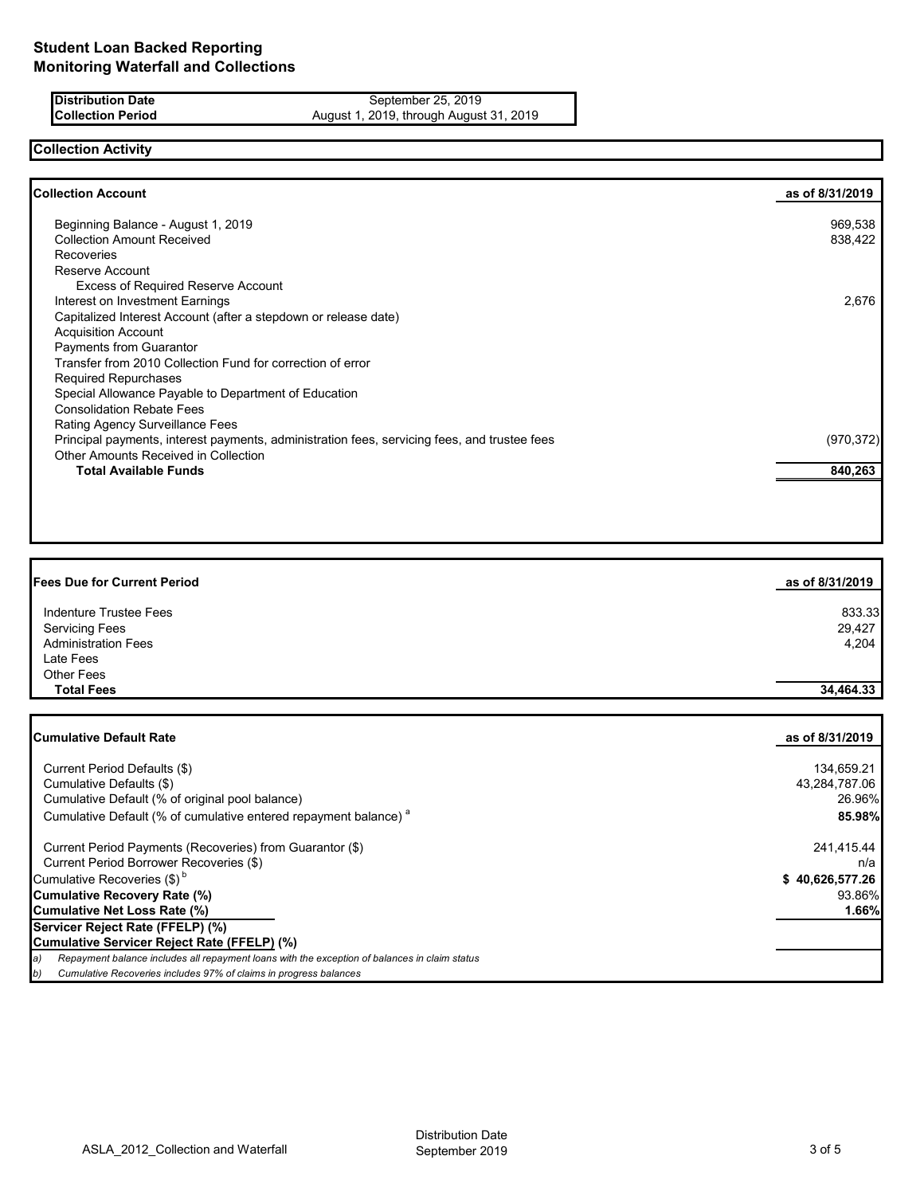# Student Loan Backed Reporting
## Monitoring Waterfall and Collections

| | |
|---|---|
| **Distribution Date** | September 25, 2019 |
| **Collection Period** | August 1, 2019, through August 31, 2019 |

## Collection Activity

| **Collection Account** | **as of 8/31/2019** |
|---|---|
| Beginning Balance - August 1, 2019 | 969,538 |
| Collection Amount Received | 838,422 |
| Recoveries | |
| Reserve Account | |
| Excess of Required Reserve Account | |
| Interest on Investment Earnings | 2,676 |
| Capitalized Interest Account (after a stepdown or release date) | |
| Acquisition Account | |
| Payments from Guarantor | |
| Transfer from 2010 Collection Fund for correction of error | |
| Required Repurchases | |
| Special Allowance Payable to Department of Education | |
| Consolidation Rebate Fees | |
| Rating Agency Surveillance Fees | |
| Principal payments, interest payments, administration fees, servicing fees, and trustee fees | (970,372) |
| Other Amounts Received in Collection | |
| **Total Available Funds** | **840,263** |

| **Fees Due for Current Period** | **as of 8/31/2019** |
|---|---|
| Indenture Trustee Fees | 833.33 |
| Servicing Fees | 29,427 |
| Administration Fees | 4,204 |
| Late Fees | |
| Other Fees | |
| **Total Fees** | **34,464.33** |

| **Cumulative Default Rate** | **as of 8/31/2019** |
|---|---|
| Current Period Defaults ($) | 134,659.21 |
| Cumulative Defaults ($) | 43,284,787.06 |
| Cumulative Default (% of original pool balance) | 26.96% |
| Cumulative Default (% of cumulative entered repayment balance) [a] | **85.98%** |
| Current Period Payments (Recoveries) from Guarantor ($) | 241,415.44 |
| Current Period Borrower Recoveries ($) | n/a |
| Cumulative Recoveries ($) [b] | **$ 40,626,577.26** |
| **Cumulative Recovery Rate (%)** | 93.86% |
| **Cumulative Net Loss Rate (%)** | **1.66%** |
| **Servicer Reject Rate (FFELP) (%)** | |
| **Cumulative Servicer Reject Rate (FFELP) (%)** | |

*a) Repayment balance includes all repayment loans with the exception of balances in claim status*

*b) Cumulative Recoveries includes 97% of claims in progress balances*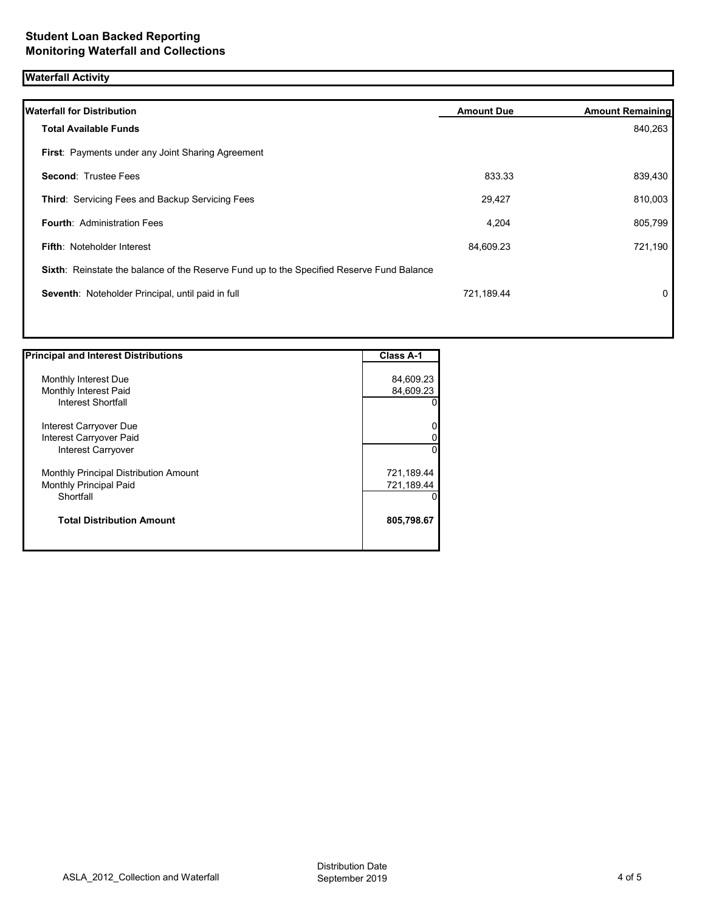# Student Loan Backed Reporting
# Monitoring Waterfall and Collections

## Waterfall Activity

| Waterfall for Distribution | Amount Due | Amount Remaining |
|---|---|---|
| **Total Available Funds** | | 840,263 |
| **First**: Payments under any Joint Sharing Agreement | | |
| **Second**: Trustee Fees | 833.33 | 839,430 |
| **Third**: Servicing Fees and Backup Servicing Fees | 29,427 | 810,003 |
| **Fourth**: Administration Fees | 4,204 | 805,799 |
| **Fifth**: Noteholder Interest | 84,609.23 | 721,190 |
| **Sixth**: Reinstate the balance of the Reserve Fund up to the Specified Reserve Fund Balance | | |
| **Seventh**: Noteholder Principal, until paid in full | 721,189.44 | 0 |

| Principal and Interest Distributions | Class A-1 |
|---|---|
| Monthly Interest Due | 84,609.23 |
| Monthly Interest Paid | 84,609.23 |
| Interest Shortfall | 0 |
| Interest Carryover Due | 0 |
| Interest Carryover Paid | 0 |
| Interest Carryover | 0 |
| Monthly Principal Distribution Amount | 721,189.44 |
| Monthly Principal Paid | 721,189.44 |
| Shortfall | 0 |
| **Total Distribution Amount** | **805,798.67** |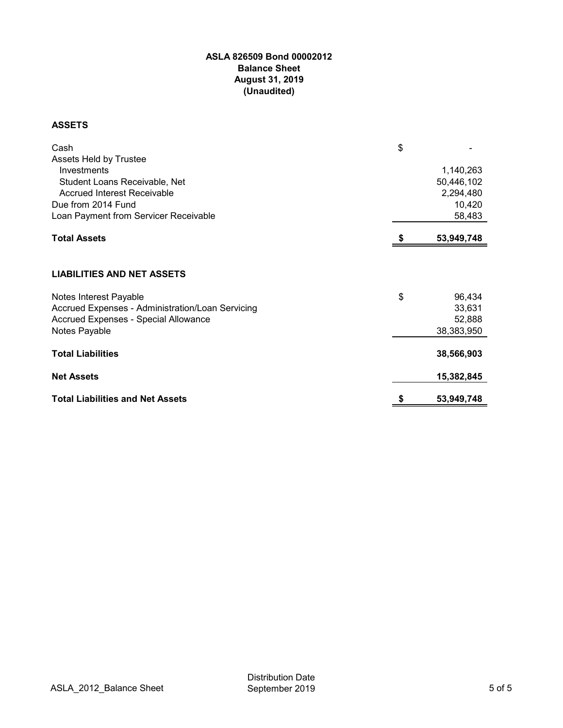**ASLA 826509 Bond 00002012**
**Balance Sheet**
**August 31, 2019**
**(Unaudited)**

**ASSETS**

| | |
|---|---|
| Cash | $ - |
| Assets Held by Trustee | |
| Investments | 1,140,263 |
| Student Loans Receivable, Net | 50,446,102 |
| Accrued Interest Receivable | 2,294,480 |
| Due from 2014 Fund | 10,420 |
| Loan Payment from Servicer Receivable | 58,483 |
| **Total Assets** | **$ 53,949,748** |

**LIABILITIES AND NET ASSETS**

| | |
|---|---|
| Notes Interest Payable | $ 96,434 |
| Accrued Expenses - Administration/Loan Servicing | 33,631 |
| Accrued Expenses - Special Allowance | 52,888 |
| Notes Payable | 38,383,950 |
| **Total Liabilities** | **38,566,903** |
| **Net Assets** | **15,382,845** |
| **Total Liabilities and Net Assets** | **$ 53,949,748** |

ASLA_2012_Balance Sheet

Distribution Date
September 2019